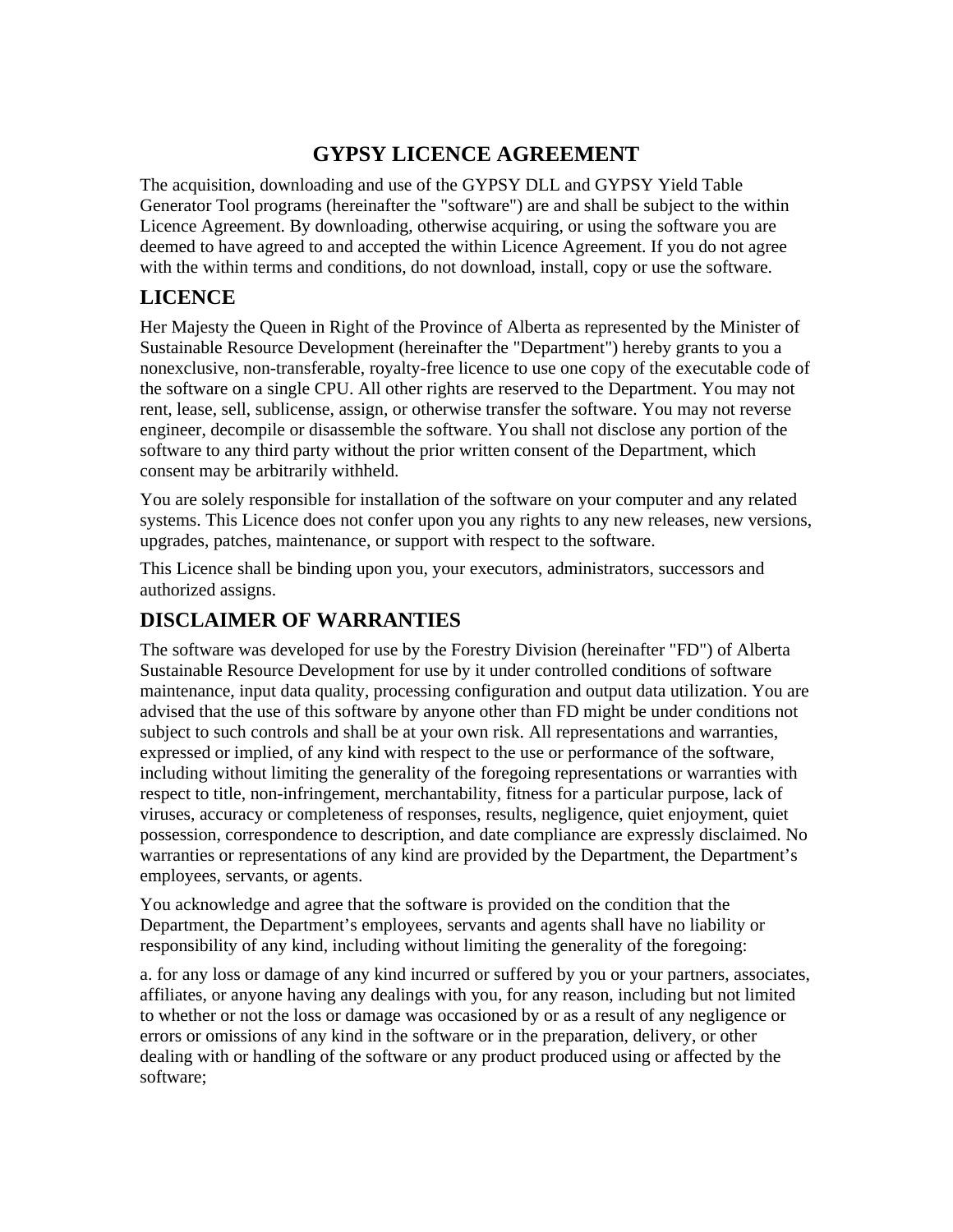# GYPSY LICENCE AGREEMENT

The acquisition, downloading and use of the GYPSY DLL and GYPSY Yield Table Generator Tool programs (hereinafter the "software") are and shall be subject to the within Licence Agreement. By downloading, otherwise acquiring, or using the software you are deemed to have agreed to and accepted the within Licence Agreement. If you do not agree with the within terms and conditions, do not download, install, copy or use the software.

## LICENCE

Her Majesty the Queen in Right of the Province of Alberta as represented by the Minister of Sustainable Resource Development (hereinafter the "Department") hereby grants to you a nonexclusive, non-transferable, royalty-free licence to use one copy of the executable code of the software on a single CPU. All other rights are reserved to the Department. You may not rent, lease, sell, sublicense, assign, or otherwise transfer the software. You may not reverse engineer, decompile or disassemble the software. You shall not disclose any portion of the software to any third party without the prior written consent of the Department, which consent may be arbitrarily withheld.

You are solely responsible for installation of the software on your computer and any related systems. This Licence does not confer upon you any rights to any new releases, new versions, upgrades, patches, maintenance, or support with respect to the software.

This Licence shall be binding upon you, your executors, administrators, successors and authorized assigns.

## DISCLAIMER OF WARRANTIES

The software was developed for use by the Forestry Division (hereinafter "FD") of Alberta Sustainable Resource Development for use by it under controlled conditions of software maintenance, input data quality, processing configuration and output data utilization. You are advised that the use of this software by anyone other than FD might be under conditions not subject to such controls and shall be at your own risk. All representations and warranties, expressed or implied, of any kind with respect to the use or performance of the software, including without limiting the generality of the foregoing representations or warranties with respect to title, non-infringement, merchantability, fitness for a particular purpose, lack of viruses, accuracy or completeness of responses, results, negligence, quiet enjoyment, quiet possession, correspondence to description, and date compliance are expressly disclaimed. No warranties or representations of any kind are provided by the Department, the Department's employees, servants, or agents.

You acknowledge and agree that the software is provided on the condition that the Department, the Department's employees, servants and agents shall have no liability or responsibility of any kind, including without limiting the generality of the foregoing:

a. for any loss or damage of any kind incurred or suffered by you or your partners, associates, affiliates, or anyone having any dealings with you, for any reason, including but not limited to whether or not the loss or damage was occasioned by or as a result of any negligence or errors or omissions of any kind in the software or in the preparation, delivery, or other dealing with or handling of the software or any product produced using or affected by the software;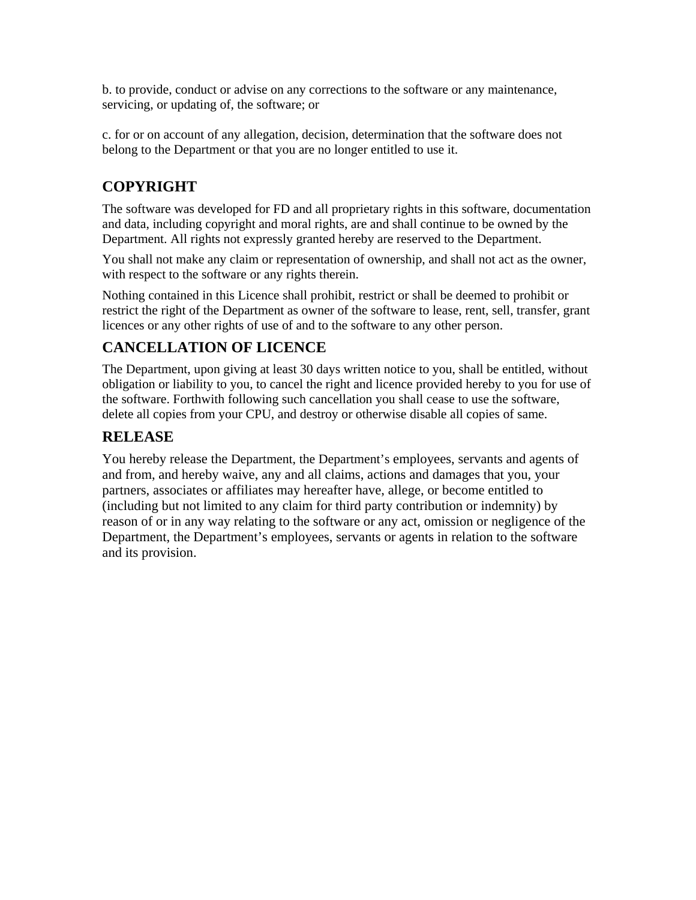b. to provide, conduct or advise on any corrections to the software or any maintenance, servicing, or updating of, the software; or

c. for or on account of any allegation, decision, determination that the software does not belong to the Department or that you are no longer entitled to use it.

## COPYRIGHT

The software was developed for FD and all proprietary rights in this software, documentation and data, including copyright and moral rights, are and shall continue to be owned by the Department. All rights not expressly granted hereby are reserved to the Department.

You shall not make any claim or representation of ownership, and shall not act as the owner, with respect to the software or any rights therein.

Nothing contained in this Licence shall prohibit, restrict or shall be deemed to prohibit or restrict the right of the Department as owner of the software to lease, rent, sell, transfer, grant licences or any other rights of use of and to the software to any other person.

## CANCELLATION OF LICENCE

The Department, upon giving at least 30 days written notice to you, shall be entitled, without obligation or liability to you, to cancel the right and licence provided hereby to you for use of the software. Forthwith following such cancellation you shall cease to use the software, delete all copies from your CPU, and destroy or otherwise disable all copies of same.

## RELEASE

You hereby release the Department, the Department's employees, servants and agents of and from, and hereby waive, any and all claims, actions and damages that you, your partners, associates or affiliates may hereafter have, allege, or become entitled to (including but not limited to any claim for third party contribution or indemnity) by reason of or in any way relating to the software or any act, omission or negligence of the Department, the Department's employees, servants or agents in relation to the software and its provision.